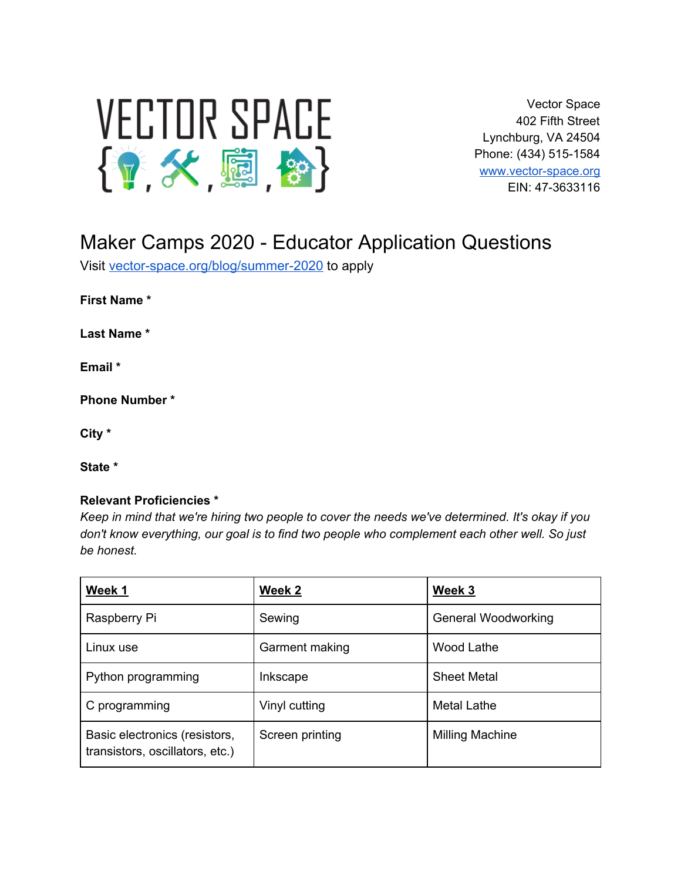VECTOR SPACE

Vector Space
402 Fifth Street
Lynchburg, VA 24504
Phone: (434) 515-1584
www.vector-space.org
EIN: 47-3633116

# Maker Camps 2020 - Educator Application Questions

Visit vector-space.org/blog/summer-2020 to apply

**First Name ***

**Last Name ***

**Email ***

**Phone Number ***

**City ***

**State ***

**Relevant Proficiencies ***

*Keep in mind that we're hiring two people to cover the needs we've determined. It's okay if you don't know everything, our goal is to find two people who complement each other well. So just be honest.*

| **Week 1** | **Week 2** | **Week 3** |
|---|---|---|
| Raspberry Pi | Sewing | General Woodworking |
| Linux use | Garment making | Wood Lathe |
| Python programming | Inkscape | Sheet Metal |
| C programming | Vinyl cutting | Metal Lathe |
| Basic electronics (resistors, transistors, oscillators, etc.) | Screen printing | Milling Machine |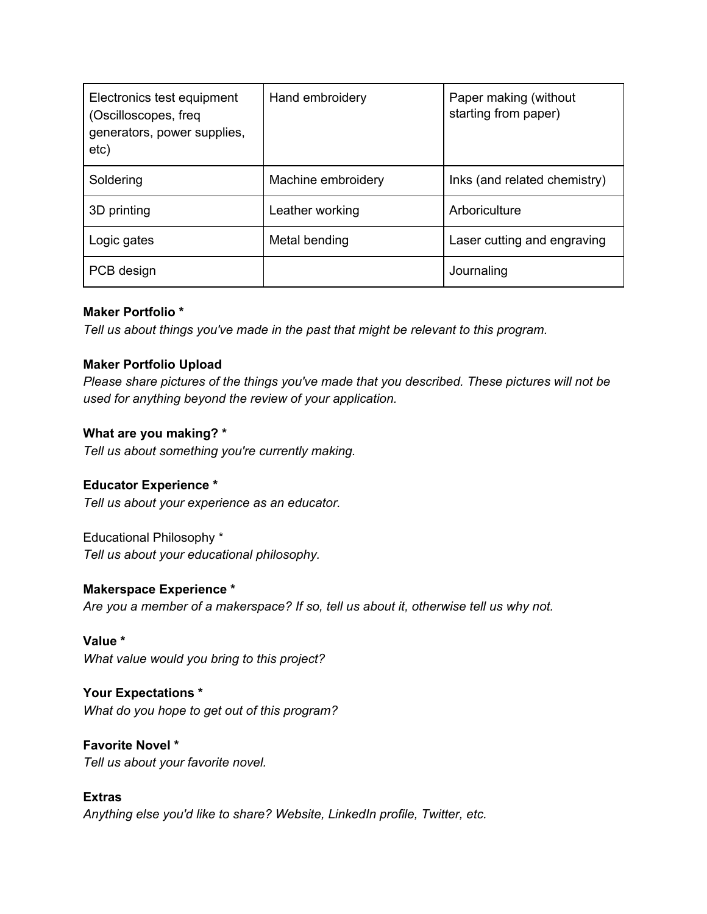| | | |
|---|---|---|
| Electronics test equipment (Oscilloscopes, freq generators, power supplies, etc) | Hand embroidery | Paper making (without starting from paper) |
| Soldering | Machine embroidery | Inks (and related chemistry) |
| 3D printing | Leather working | Arboriculture |
| Logic gates | Metal bending | Laser cutting and engraving |
| PCB design | | Journaling |

**Maker Portfolio ***
*Tell us about things you've made in the past that might be relevant to this program.*

**Maker Portfolio Upload**
*Please share pictures of the things you've made that you described. These pictures will not be used for anything beyond the review of your application.*

**What are you making? ***
*Tell us about something you're currently making.*

**Educator Experience ***
*Tell us about your experience as an educator.*

Educational Philosophy *
*Tell us about your educational philosophy.*

**Makerspace Experience ***
*Are you a member of a makerspace? If so, tell us about it, otherwise tell us why not.*

**Value ***
*What value would you bring to this project?*

**Your Expectations ***
*What do you hope to get out of this program?*

**Favorite Novel ***
*Tell us about your favorite novel.*

**Extras**
*Anything else you'd like to share? Website, LinkedIn profile, Twitter, etc.*